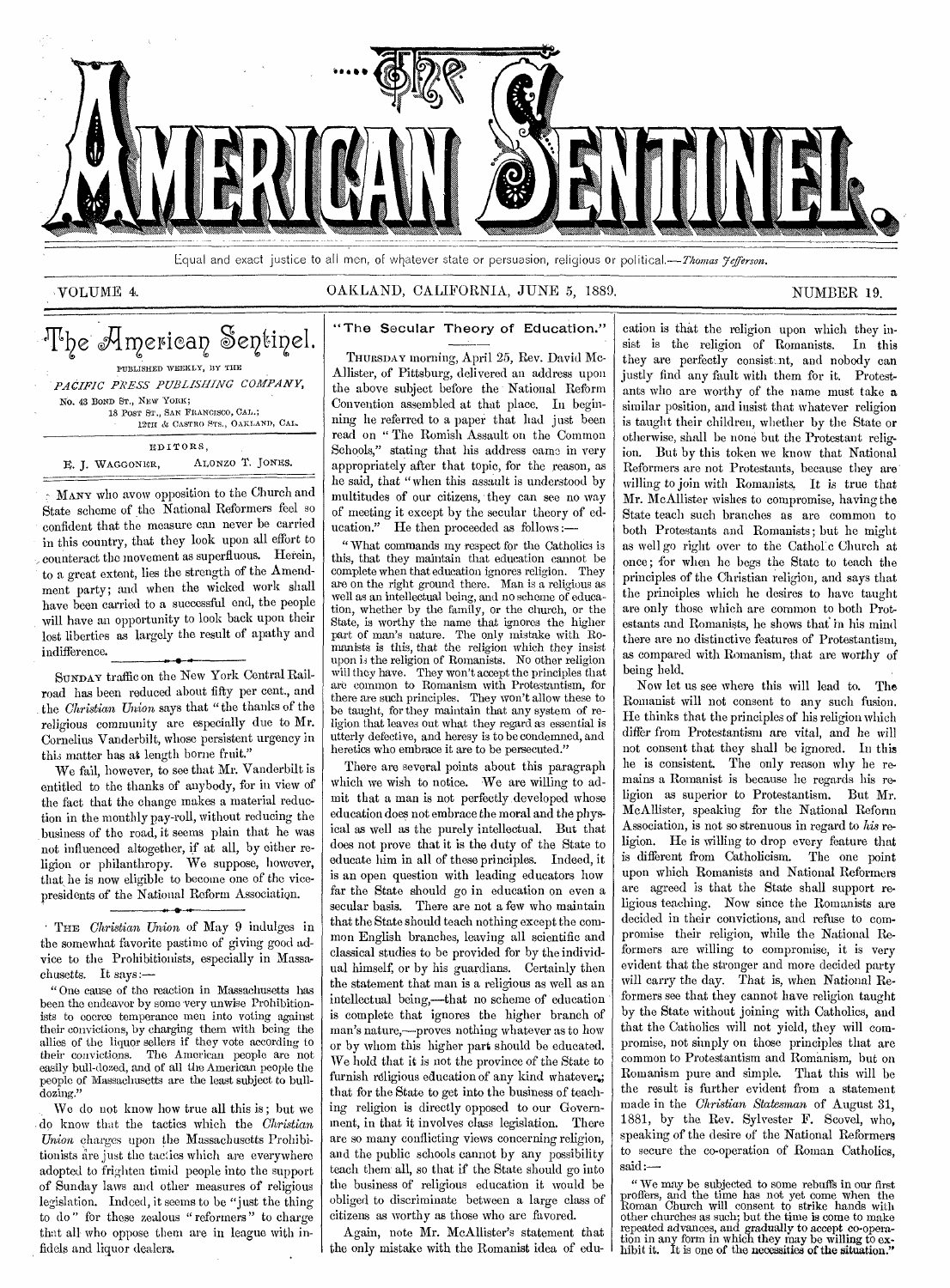# The American Sentinel.

Equal and exact justice to all men, of whatever state or persuasion, religious or political.—*Thomas Jefferson.*

VOLUME 4. OAKLAND, CALIFORNIA, JUNE 5, 1889. NUMBER 19.

## The American Sentinel.

PUBLISHED WEEKLY, BY THE

*PACIFIC PRESS PUBLISHING COMPANY,*

No. 43 BOND ST., NEW YORK;
18 POST ST., SAN FRANCISCO, CAL.;
12TH & CASTRO STS., OAKLAND, CAL.

EDITORS,

E. J. WAGGONER, ALONZO T. JONES.

MANY who avow opposition to the Church and State scheme of the National Reformers feel so confident that the measure can never be carried in this country, that they look upon all effort to counteract the movement as superfluous. Herein, to a great extent, lies the strength of the Amendment party; and when the wicked work shall have been carried to a successful end, the people will have an opportunity to look back upon their lost liberties as largely the result of apathy and indifference.

SUNDAY traffic on the New York Central Railroad has been reduced about fifty per cent., and the *Christian Union* says that "the thanks of the religious community are especially due to Mr. Cornelius Vanderbilt, whose persistent urgency in this matter has at length borne fruit."

We fail, however, to see that Mr. Vanderbilt is entitled to the thanks of anybody, for in view of the fact that the change makes a material reduction in the monthly pay-roll, without reducing the business of the road, it seems plain that he was not influenced altogether, if at all, by either religion or philanthropy. We suppose, however, that he is now eligible to become one of the vice-presidents of the National Reform Association.

THE *Christian Union* of May 9 indulges in the somewhat favorite pastime of giving good advice to the Prohibitionists, especially in Massachusetts. It says:—

"One cause of the reaction in Massachusetts has been the endeavor by some very unwise Prohibitionists to coerce temperance men into voting against their convictions, by charging them with being the allies of the liquor sellers if they vote according to their convictions. The American people are not easily bull-dozed, and of all the American people the people of Massachusetts are the least subject to bull-dozing."

We do not know how true all this is; but we do know that the tactics which the *Christian Union* charges upon the Massachusetts Prohibitionists are just the tactics which are everywhere adopted to frighten timid people into the support of Sunday laws and other measures of religious legislation. Indeed, it seems to be "just the thing to do" for those zealous "reformers" to charge that all who oppose them are in league with infidels and liquor dealers.

## "The Secular Theory of Education."

THURSDAY morning, April 25, Rev. David McAllister, of Pittsburg, delivered an address upon the above subject before the National Reform Convention assembled at that place. In beginning he referred to a paper that had just been read on "The Romish Assault on the Common Schools," stating that his address came in very appropriately after that topic, for the reason, as he said, that "when this assault is understood by multitudes of our citizens, they can see no way of meeting it except by the secular theory of education." He then proceeded as follows:—

"What commands my respect for the Catholics is this, that they maintain that education cannot be complete when that education ignores religion. They are on the right ground there. Man is a religious as well as an intellectual being, and no scheme of education, whether by the family, or the church, or the State, is worthy the name that ignores the higher part of man's nature. The only mistake with Romanists is this, that the religion which they insist upon is the religion of Romanists. No other religion will they have. They won't accept the principles that are common to Romanism with Protestantism, for there are such principles. They won't allow these to be taught, for they maintain that any system of religion that leaves out what they regard as essential is utterly defective, and heresy is to be condemned, and heretics who embrace it are to be persecuted."

There are several points about this paragraph which we wish to notice. We are willing to admit that a man is not perfectly developed whose education does not embrace the moral and the physical as well as the purely intellectual. But that does not prove that it is the duty of the State to educate him in all of these principles. Indeed, it is an open question with leading educators how far the State should go in education on even a secular basis. There are not a few who maintain that the State should teach nothing except the common English branches, leaving all scientific and classical studies to be provided for by the individual himself, or by his guardians. Certainly then the statement that man is a religious as well as an intellectual being,—that no scheme of education is complete that ignores the higher branch of man's nature,—proves nothing whatever as to how or by whom this higher part should be educated. We hold that it is not the province of the State to furnish religious education of any kind whatever; that for the State to get into the business of teaching religion is directly opposed to our Government, in that it involves class legislation. There are so many conflicting views concerning religion, and the public schools cannot by any possibility teach them all, so that if the State should go into the business of religious education it would be obliged to discriminate between a large class of citizens as worthy as those who are favored.

Again, note Mr. McAllister's statement that the only mistake with the Romanist idea of education is that the religion upon which they insist is the religion of Romanists. In this they are perfectly consistent, and nobody can justly find any fault with them for it. Protestants who are worthy of the name must take a similar position, and insist that whatever religion is taught their children, whether by the State or otherwise, shall be none but the Protestant religion. But by this token we know that National Reformers are not Protestants, because they are willing to join with Romanists. It is true that Mr. McAllister wishes to compromise, having the State teach such branches as are common to both Protestants and Romanists; but he might as well go right over to the Catholic Church at once; for when he begs the State to teach the principles of the Christian religion, and says that the principles which he desires to have taught are only those which are common to both Protestants and Romanists, he shows that in his mind there are no distinctive features of Protestantism, as compared with Romanism, that are worthy of being held.

Now let us see where this will lead to. The Romanist will not consent to any such fusion. He thinks that the principles of his religion which differ from Protestantism are vital, and he will not consent that they shall be ignored. In this he is consistent. The only reason why he remains a Romanist is because he regards his religion as superior to Protestantism. But Mr. McAllister, speaking for the National Reform Association, is not so strenuous in regard to *his* religion. He is willing to drop every feature that is different from Catholicism. The one point upon which Romanists and National Reformers are agreed is that the State shall support religious teaching. Now since the Romanists are decided in their convictions, and refuse to compromise their religion, while the National Reformers are willing to compromise, it is very evident that the stronger and more decided party will carry the day. That is, when National Reformers see that they cannot have religion taught by the State without joining with Catholics, and that the Catholics will not yield, they will compromise, not simply on those principles that are common to Protestantism and Romanism, but on Romanism pure and simple. That this will be the result is further evident from a statement made in the *Christian Statesman* of August 31, 1881, by the Rev. Sylvester F. Scovel, who, speaking of the desire of the National Reformers to secure the co-operation of Roman Catholics, said:—

"We may be subjected to some rebuffs in our first proffers, and the time has not yet come when the Roman Church will consent to strike hands with other churches as such; but the time is come to make repeated advances, and gradually to accept co-operation in any form in which they may be willing to exhibit it. It is one of the necessities of the situation."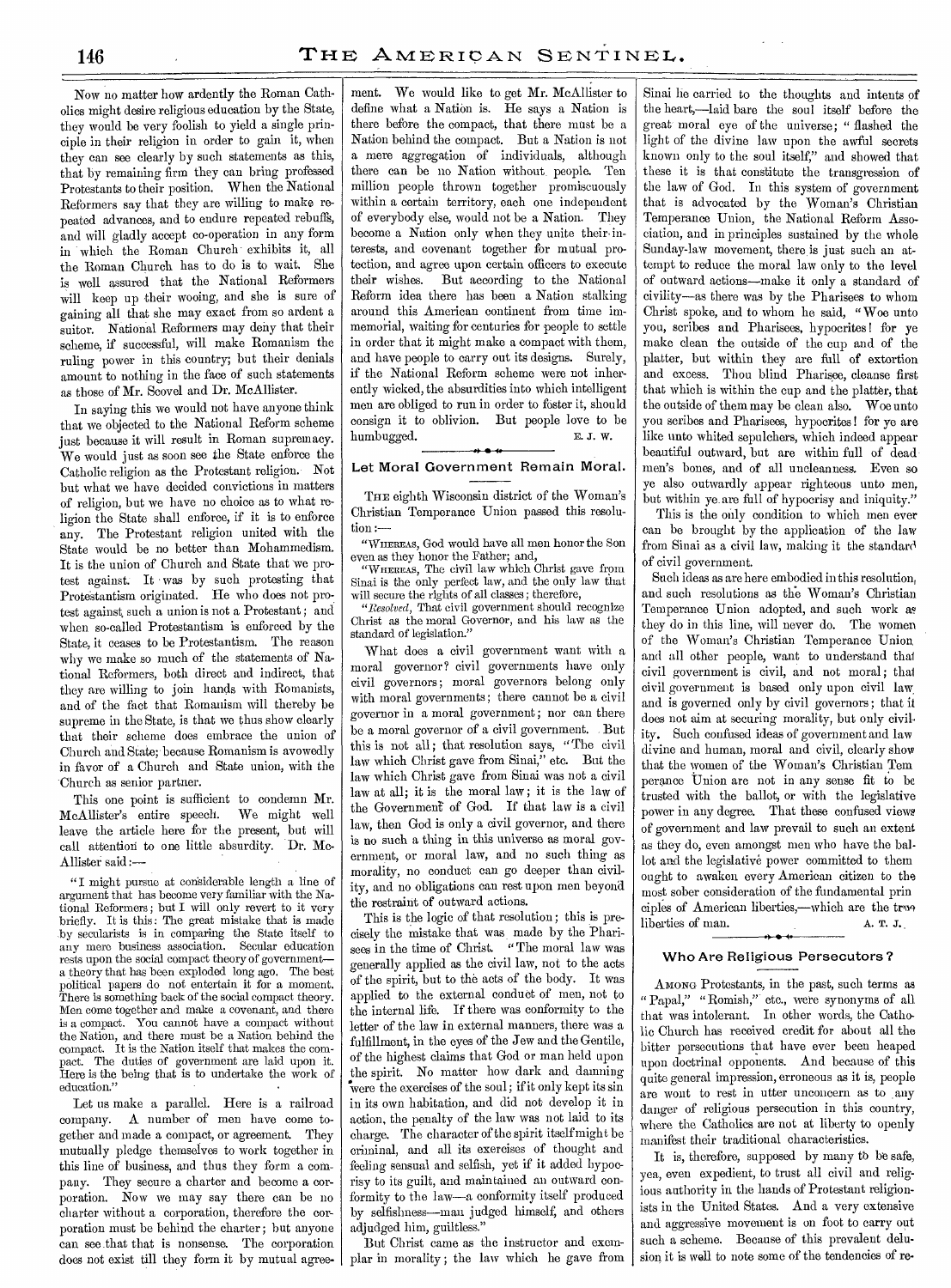Now no matter how ardently the Roman Catholics might desire religious education by the State, they would be very foolish to yield a single principle in their religion in order to gain it, when they can see clearly by such statements as this, that by remaining firm they can bring professed Protestants to their position. When the National Reformers say that they are willing to make repeated advances, and to endure repeated rebuffs, and will gladly accept co-operation in any form in which the Roman Church exhibits it, all the Roman Church has to do is to wait. She is well assured that the National Reformers will keep up their wooing, and she is sure of gaining all that she may exact from so ardent a suitor. National Reformers may deny that their scheme, if successful, will make Romanism the ruling power in this country; but their denials amount to nothing in the face of such statements as those of Mr. Scovel and Dr. McAllister.

In saying this we would not have anyone think that we objected to the National Reform scheme just because it will result in Roman supremacy. We would just as soon see the State enforce the Catholic religion as the Protestant religion. Not but what we have decided convictions in matters of religion, but we have no choice as to what religion the State shall enforce, if it is to enforce any. The Protestant religion united with the State would be no better than Mohammedism. It is the union of Church and State that we protest against. It was by such protesting that Protestantism originated. He who does not protest against such a union is not a Protestant; and when so-called Protestantism is enforced by the State, it ceases to be Protestantism. The reason why we make so much of the statements of National Reformers, both direct and indirect, that they are willing to join hands with Romanists, and of the fact that Romanism will thereby be supreme in the State, is that we thus show clearly that their scheme does embrace the union of Church and State; because Romanism is avowedly in favor of a Church and State union, with the Church as senior partner.

This one point is sufficient to condemn Mr. McAllister's entire speech. We might well leave the article here for the present, but will call attention to one little absurdity. Dr. McAllister said:—

"I might pursue at considerable length a line of argument that has become very familiar with the National Reformers; but I will only revert to it very briefly. It is this: The great mistake that is made by secularists is in comparing the State itself to any mere business association. Secular education rests upon the social compact theory of government—a theory that has been exploded long ago. The best political papers do not entertain it for a moment. There is something back of the social compact theory. Men come together and make a covenant, and there is a compact. You cannot have a compact without the Nation, and there must be a Nation behind the compact. It is the Nation itself that makes the compact. The duties of government are laid upon it. Here is the being that is to undertake the work of education."

Let us make a parallel. Here is a railroad company. A number of men have come together and made a compact, or agreement. They mutually pledge themselves to work together in this line of business, and thus they form a company. They secure a charter and become a corporation. Now we may say there can be no charter without a corporation, therefore the corporation must be behind the charter; but anyone can see that that is nonsense. The corporation does not exist till they form it by mutual agreement. We would like to get Mr. McAllister to define what a Nation is. He says a Nation is there before the compact, that there must be a Nation behind the compact. But a Nation is not a mere aggregation of individuals, although there can be no Nation without people. Ten million people thrown together promiscuously within a certain territory, each one independent of everybody else, would not be a Nation. They become a Nation only when they unite their interests, and covenant together for mutual protection, and agree upon certain officers to execute their wishes. But according to the National Reform idea there has been a Nation stalking around this American continent from time immemorial, waiting for centuries for people to settle in order that it might make a compact with them, and have people to carry out its designs. Surely, if the National Reform scheme were not inherently wicked, the absurdities into which intelligent men are obliged to run in order to foster it, should consign it to oblivion. But people love to be humbugged.

E. J. W.

## Let Moral Government Remain Moral.

The eighth Wisconsin district of the Woman's Christian Temperance Union passed this resolution:—

"Whereas, God would have all men honor the Son even as they honor the Father; and,

"Whereas, The civil law which Christ gave from Sinai is the only perfect law, and the only law that will secure the rights of all classes; therefore,

"*Resolved*, That civil government should recognize Christ as the moral Governor, and his law as the standard of legislation."

What does a civil government want with a moral governor? civil governments have only civil governors; moral governors belong only with moral governments; there cannot be a civil governor in a moral government; nor can there be a moral governor of a civil government. But this is not all; that resolution says, "The civil law which Christ gave from Sinai," etc. But the law which Christ gave from Sinai was not a civil law at all; it is the moral law; it is the law of the Government of God. If that law is a civil law, then God is only a civil governor, and there is no such a thing in this universe as moral government, or moral law, and no such thing as morality, no conduct can go deeper than civility, and no obligations can rest upon men beyond the restraint of outward actions.

This is the logic of that resolution; this is precisely the mistake that was made by the Pharisees in the time of Christ. "The moral law was generally applied as the civil law, not to the acts of the spirit, but to the acts of the body. It was applied to the external conduct of men, not to the internal life. If there was conformity to the letter of the law in external manners, there was a fulfillment, in the eyes of the Jew and the Gentile, of the highest claims that God or man held upon the spirit. No matter how dark and damning were the exercises of the soul; if it only kept its sin in its own habitation, and did not develop it in action, the penalty of the law was not laid to its charge. The character of the spirit itself might be criminal, and all its exercises of thought and feeling sensual and selfish, yet if it added hypocrisy to its guilt, and maintained an outward conformity to the law—a conformity itself produced by selfishness—man judged himself, and others adjudged him, guiltless."

But Christ came as the instructor and exemplar in morality; the law which he gave from Sinai he carried to the thoughts and intents of the heart,—laid bare the soul itself before the great moral eye of the universe; "flashed the light of the divine law upon the awful secrets known only to the soul itself," and showed that these it is that constitute the transgression of the law of God. In this system of government that is advocated by the Woman's Christian Temperance Union, the National Reform Association, and in principles sustained by the whole Sunday-law movement, there is just such an attempt to reduce the moral law only to the level of outward actions—make it only a standard of civility—as there was by the Pharisees to whom Christ spoke, and to whom he said, "Woe unto you, scribes and Pharisees, hypocrites! for ye make clean the outside of the cup and of the platter, but within they are full of extortion and excess. Thou blind Pharisee, cleanse first that which is within the cup and the platter, that the outside of them may be clean also. Woe unto you scribes and Pharisees, hypocrites! for ye are like unto whited sepulchers, which indeed appear beautiful outward, but are within full of dead men's bones, and of all uncleanness. Even so ye also outwardly appear righteous unto men, but within ye are full of hypocrisy and iniquity."

This is the only condition to which men ever can be brought by the application of the law from Sinai as a civil law, making it the standard of civil government.

Such ideas as are here embodied in this resolution, and such resolutions as the Woman's Christian Temperance Union adopted, and such work as they do in this line, will never do. The women of the Woman's Christian Temperance Union and all other people, want to understand that civil government is civil, and not moral; that civil government is based only upon civil law and is governed only by civil governors; that it does not aim at securing morality, but only civility. Such confused ideas of government and law divine and human, moral and civil, clearly show that the women of the Woman's Christian Temperance Union are not in any sense fit to be trusted with the ballot, or with the legislative power in any degree. That these confused views of government and law prevail to such an extent as they do, even amongst men who have the ballot and the legislative power committed to them ought to awaken every American citizen to the most sober consideration of the fundamental principles of American liberties,—which are the true liberties of man.

A. T. J.

## Who Are Religious Persecutors?

Among Protestants, in the past, such terms as "Papal," "Romish," etc., were synonyms of all that was intolerant. In other words, the Catholic Church has received credit for about all the bitter persecutions that have ever been heaped upon doctrinal opponents. And because of this quite general impression, erroneous as it is, people are wont to rest in utter unconcern as to any danger of religious persecution in this country, where the Catholics are not at liberty to openly manifest their traditional characteristics.

It is, therefore, supposed by many to be safe, yea, even expedient, to trust all civil and religious authority in the hands of Protestant religionists in the United States. And a very extensive and aggressive movement is on foot to carry out such a scheme. Because of this prevalent delusion it is well to note some of the tendencies of re-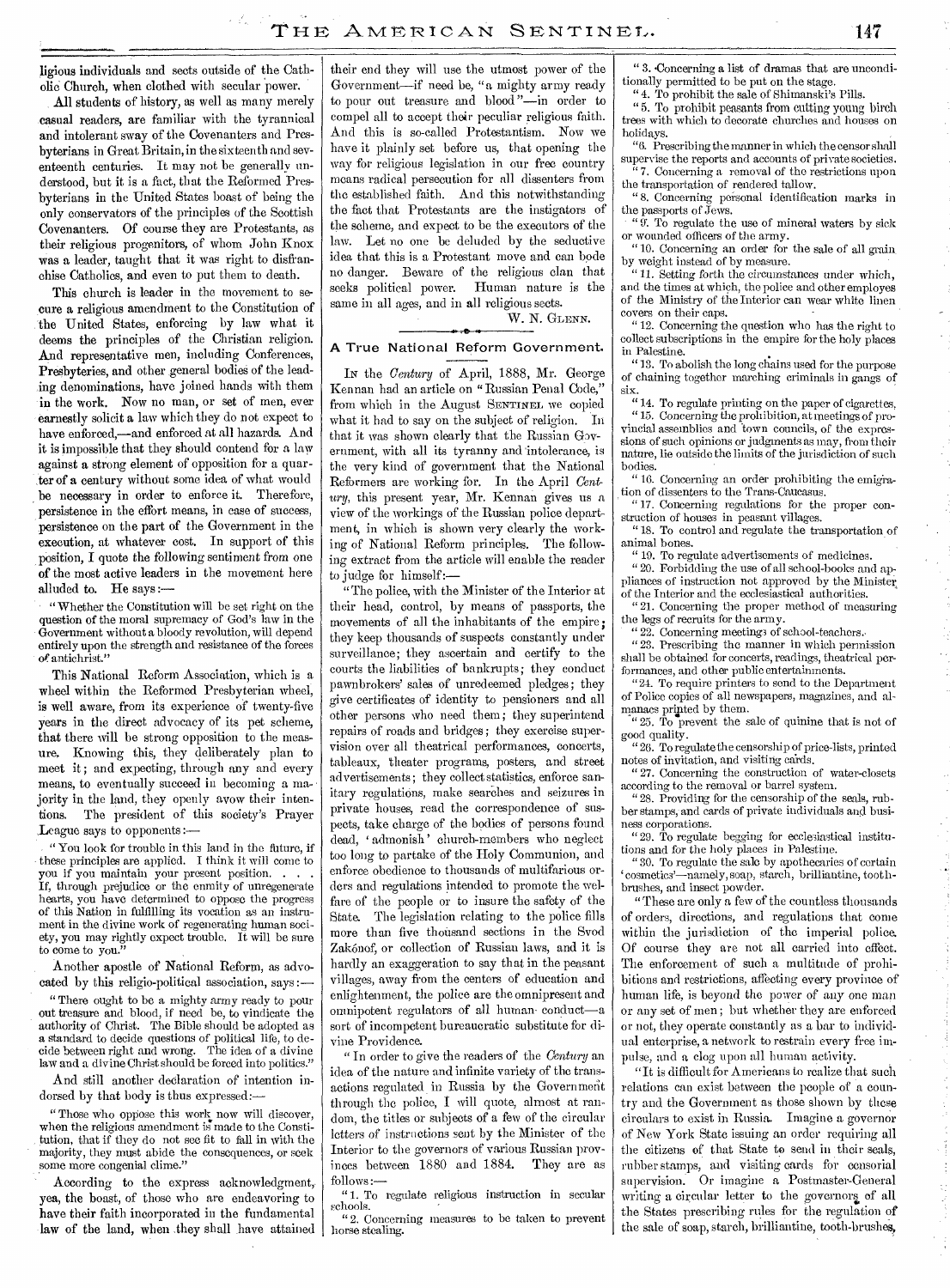ligious individuals and sects outside of the Catholic Church, when clothed with secular power.

All students of history, as well as many merely casual readers, are familiar with the tyrannical and intolerant sway of the Covenanters and Presbyterians in Great Britain, in the sixteenth and seventeenth centuries. It may not be generally understood, but it is a fact, that the Reformed Presbyterians in the United States boast of being the only conservators of the principles of the Scottish Covenanters. Of course they are Protestants, as their religious progenitors, of whom John Knox was a leader, taught that it was right to disfranchise Catholics, and even to put them to death.

This church is leader in the movement to secure a religious amendment to the Constitution of the United States, enforcing by law what it deems the principles of the Christian religion. And representative men, including Conferences, Presbyteries, and other general bodies of the leading denominations, have joined hands with them in the work. Now no man, or set of men, ever earnestly solicit a law which they do not expect to have enforced,—and enforced at all hazards. And it is impossible that they should contend for a law against a strong element of opposition for a quarter of a century without some idea of what would be necessary in order to enforce it. Therefore, persistence in the effort means, in case of success, persistence on the part of the Government in the execution, at whatever cost. In support of this position, I quote the following sentiment from one of the most active leaders in the movement here alluded to. He says:—

"Whether the Constitution will be set right on the question of the moral supremacy of God's law in the Government without a bloody revolution, will depend entirely upon the strength and resistance of the forces of antichrist."

This National Reform Association, which is a wheel within the Reformed Presbyterian wheel, is well aware, from its experience of twenty-five years in the direct advocacy of its pet scheme, that there will be strong opposition to the measure. Knowing this, they deliberately plan to meet it; and expecting, through any and every means, to eventually succeed in becoming a majority in the land, they openly avow their intentions. The president of this society's Prayer League says to opponents:—

"You look for trouble in this land in the future, if these principles are applied. I think it will come to you if you maintain your present position. . . . If, through prejudice or the enmity of unregenerate hearts, you have determined to oppose the progress of this Nation in fulfilling its vocation as an instrument in the divine work of regenerating human society, you may rightly expect trouble. It will be sure to come to you."

Another apostle of National Reform, as advocated by this religio-political association, says:—

"There ought to be a mighty army ready to pour out treasure and blood, if need be, to vindicate the authority of Christ. The Bible should be adopted as a standard to decide questions of political life, to decide between right and wrong. The idea of a divine law and a divine Christ should be forced into politics."

And still another declaration of intention indorsed by that body is thus expressed:—

"Those who oppose this work now will discover, when the religious amendment is made to the Constitution, that if they do not see fit to fall in with the majority, they must abide the consequences, or seek some more congenial clime."

According to the express acknowledgment, yea, the boast, of those who are endeavoring to have their faith incorporated in the fundamental law of the land, when they shall have attained their end they will use the utmost power of the Government—if need be, "a mighty army ready to pour out treasure and blood"—in order to compel all to accept their peculiar religious faith. And this is so-called Protestantism. Now we have it plainly set before us, that opening the way for religious legislation in our free country means radical persecution for all dissenters from the established faith. And this notwithstanding the fact that Protestants are the instigators of the scheme, and expect to be the executors of the law. Let no one be deluded by the seductive idea that this is a Protestant move and can bode no danger. Beware of the religious clan that seeks political power. Human nature is the same in all ages, and in all religious sects.

W. N. GLENN.

## A True National Reform Government.

IN the *Century* of April, 1888, Mr. George Kennan had an article on "Russian Penal Code," from which in the August SENTINEL we copied what it had to say on the subject of religion. In that it was shown clearly that the Russian Government, with all its tyranny and intolerance, is the very kind of government that the National Reformers are working for. In the April *Century*, this present year, Mr. Kennan gives us a view of the workings of the Russian police department, in which is shown very clearly the working of National Reform principles. The following extract from the article will enable the reader to judge for himself:—

"The police, with the Minister of the Interior at their head, control, by means of passports, the movements of all the inhabitants of the empire; they keep thousands of suspects constantly under surveillance; they ascertain and certify to the courts the liabilities of bankrupts; they conduct pawnbrokers' sales of unredeemed pledges; they give certificates of identity to pensioners and all other persons who need them; they superintend repairs of roads and bridges; they exercise supervision over all theatrical performances, concerts, tableaux, theater programs, posters, and street advertisements; they collect statistics, enforce sanitary regulations, make searches and seizures in private houses, read the correspondence of suspects, take charge of the bodies of persons found dead, 'admonish' church-members who neglect too long to partake of the Holy Communion, and enforce obedience to thousands of multifarious orders and regulations intended to promote the welfare of the people or to insure the safety of the State. The legislation relating to the police fills more than five thousand sections in the Svod Zakónof, or collection of Russian laws, and it is hardly an exaggeration to say that in the peasant villages, away from the centers of education and enlightenment, the police are the omnipresent and omnipotent regulators of all human conduct—a sort of incompetent bureaucratic substitute for divine Providence.

"In order to give the readers of the *Century* an idea of the nature and infinite variety of the transactions regulated in Russia by the Government through the police, I will quote, almost at random, the titles or subjects of a few of the circular letters of instructions sent by the Minister of the Interior to the governors of various Russian provinces between 1880 and 1884. They are as follows:—

"1. To regulate religious instruction in secular schools.

"2. Concerning measures to be taken to prevent horse stealing.

"3. Concerning a list of dramas that are unconditionally permitted to be put on the stage.

"4. To prohibit the sale of Shimanski's Pills.

"5. To prohibit peasants from cutting young birch trees with which to decorate churches and houses on holidays.

"6. Prescribing the manner in which the censor shall supervise the reports and accounts of private societies.

"7. Concerning a removal of the restrictions upon the transportation of rendered tallow.

"8. Concerning personal identification marks in the passports of Jews.

"9. To regulate the use of mineral waters by sick or wounded officers of the army.

"10. Concerning an order for the sale of all grain by weight instead of by measure.

"11. Setting forth the circumstances under which, and the times at which, the police and other employes of the Ministry of the Interior can wear white linen covers on their caps.

"12. Concerning the question who has the right to collect subscriptions in the empire for the holy places in Palestine.

"13. To abolish the long chains used for the purpose of chaining together marching criminals in gangs of six.

"14. To regulate printing on the paper of cigarettes.

"15. Concerning the prohibition, at meetings of provincial assemblies and town councils, of the expressions of such opinions or judgments as may, from their nature, lie outside the limits of the jurisdiction of such bodies.

"16. Concerning an order prohibiting the emigration of dissenters to the Trans-Caucasus.

"17. Concerning regulations for the proper construction of houses in peasant villages.

"18. To control and regulate the transportation of animal bones.

"19. To regulate advertisements of medicines.

"20. Forbidding the use of all school-books and appliances of instruction not approved by the Minister of the Interior and the ecclesiastical authorities.

"21. Concerning the proper method of measuring the legs of recruits for the army.

"22. Concerning meetings of school-teachers.

"23. Prescribing the manner in which permission shall be obtained for concerts, readings, theatrical performances, and other public entertainments.

"24. To require printers to send to the Department of Police copies of all newspapers, magazines, and almanacs printed by them.

"25. To prevent the sale of quinine that is not of good quality.

"26. To regulate the censorship of price-lists, printed notes of invitation, and visiting cards.

"27. Concerning the construction of water-closets according to the removal or barrel system.

"28. Providing for the censorship of the seals, rubber stamps, and cards of private individuals and business corporations.

"29. To regulate begging for ecclesiastical institutions and for the holy places in Palestine.

"30. To regulate the sale by apothecaries of certain 'cosmetics'—namely, soap, starch, brilliantine, tooth-brushes, and insect powder.

"These are only a few of the countless thousands of orders, directions, and regulations that come within the jurisdiction of the imperial police. Of course they are not all carried into effect. The enforcement of such a multitude of prohibitions and restrictions, affecting every province of human life, is beyond the power of any one man or any set of men; but whether they are enforced or not, they operate constantly as a bar to individual enterprise, a network to restrain every free impulse, and a clog upon all human activity.

"It is difficult for Americans to realize that such relations can exist between the people of a country and the Government as those shown by these circulars to exist in Russia. Imagine a governor of New York State issuing an order requiring all the citizens of that State to send in their seals, rubber stamps, and visiting cards for censorial supervision. Or imagine a Postmaster-General writing a circular letter to the governors of all the States prescribing rules for the regulation of the sale of soap, starch, brilliantine, tooth-brushes,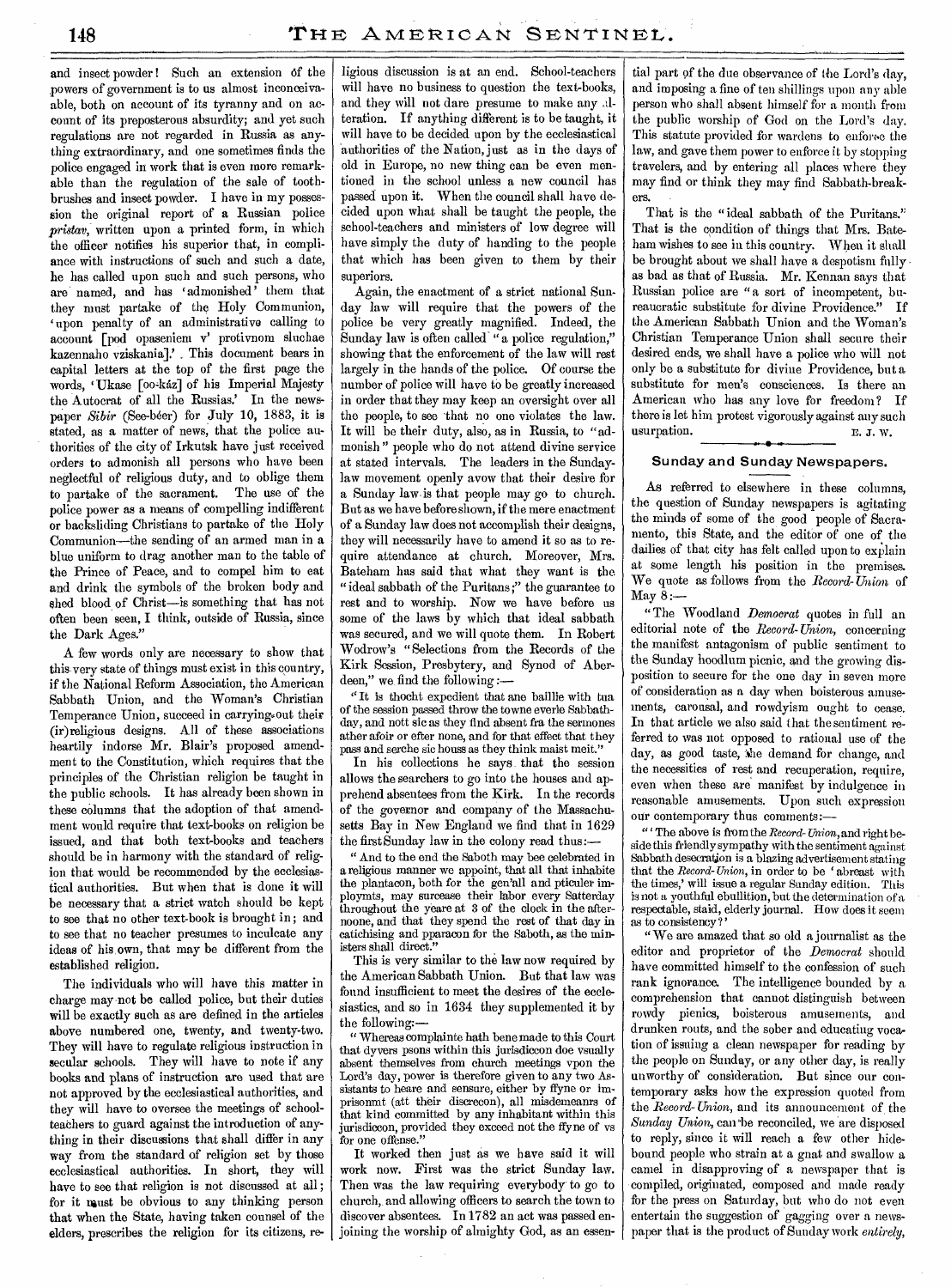and insect powder! Such an extension of the powers of government is to us almost inconceivable, both on account of its tyranny and on account of its preposterous absurdity; and yet such regulations are not regarded in Russia as anything extraordinary, and one sometimes finds the police engaged in work that is even more remarkable than the regulation of the sale of toothbrushes and insect powder. I have in my possession the original report of a Russian police *pristav*, written upon a printed form, in which the officer notifies his superior that, in compliance with instructions of such and such a date, he has called upon such and such persons, who are named, and has 'admonished' them that they must partake of the Holy Communion, 'upon penalty of an administrative calling to account [pod opaseniem v' protivnom sluchae kazennaho vziskania].' This document bears in capital letters at the top of the first page the words, 'Ukase [oo-káz] of his Imperial Majesty the Autocrat of all the Russias.' In the newspaper *Sibir* (See-béer) for July 10, 1883, it is stated, as a matter of news, that the police authorities of the city of Irkutsk have just received orders to admonish all persons who have been neglectful of religious duty, and to oblige them to partake of the sacrament. The use of the police power as a means of compelling indifferent or backsliding Christians to partake of the Holy Communion—the sending of an armed man in a blue uniform to drag another man to the table of the Prince of Peace, and to compel him to eat and drink the symbols of the broken body and shed blood of Christ—is something that has not often been seen, I think, outside of Russia, since the Dark Ages."

A few words only are necessary to show that this very state of things must exist in this country, if the National Reform Association, the American Sabbath Union, and the Woman's Christian Temperance Union, succeed in carrying out their (ir)religious designs. All of these associations heartily indorse Mr. Blair's proposed amendment to the Constitution, which requires that the principles of the Christian religion be taught in the public schools. It has already been shown in these columns that the adoption of that amendment would require that text-books on religion be issued, and that both text-books and teachers should be in harmony with the standard of religion that would be recommended by the ecclesiastical authorities. But when that is done it will be necessary that a strict watch should be kept to see that no other text-book is brought in; and to see that no teacher presumes to inculcate any ideas of his own, that may be different from the established religion.

The individuals who will have this matter in charge may not be called police, but their duties will be exactly such as are defined in the articles above numbered one, twenty, and twenty-two. They will have to regulate religious instruction in secular schools. They will have to note if any books and plans of instruction are used that are not approved by the ecclesiastical authorities, and they will have to oversee the meetings of school-teachers to guard against the introduction of anything in their discussions that shall differ in any way from the standard of religion set by those ecclesiastical authorities. In short, they will have to see that religion is not discussed at all; for it must be obvious to any thinking person that when the State, having taken counsel of the elders, prescribes the religion for its citizens, religious discussion is at an end. School-teachers will have no business to question the text-books, and they will not dare presume to make any alteration. If anything different is to be taught, it will have to be decided upon by the ecclesiastical authorities of the Nation, just as in the days of old in Europe, no new thing can be even mentioned in the school unless a new council has passed upon it. When the council shall have decided upon what shall be taught the people, the school-teachers and ministers of low degree will have simply the duty of handing to the people that which has been given to them by their superiors.

Again, the enactment of a strict national Sunday law will require that the powers of the police be very greatly magnified. Indeed, the Sunday law is often called "a police regulation," showing that the enforcement of the law will rest largely in the hands of the police. Of course the number of police will have to be greatly increased in order that they may keep an oversight over all the people, to see that no one violates the law. It will be their duty, also, as in Russia, to "admonish" people who do not attend divine service at stated intervals. The leaders in the Sunday-law movement openly avow that their desire for a Sunday law is that people may go to church. But as we have before shown, if the mere enactment of a Sunday law does not accomplish their designs, they will necessarily have to amend it so as to require attendance at church. Moreover, Mrs. Bateham has said that what they want is the "ideal sabbath of the Puritans;" the guarantee to rest and to worship. Now we have before us some of the laws by which that ideal sabbath was secured, and we will quote them. In Robert Wodrow's "Selections from the Records of the Kirk Session, Presbytery, and Synod of Aberdeen," we find the following:—

"It is thocht expedient that ane baillie with tua of the session passed throw the towne everie Sabbath-day, and nott sic as they find absent fra the sermones ather afoir or efter none, and for that effect that they pass and serche sic houss as they think maist meit."

In his collections he says that the session allows the searchers to go into the houses and apprehend absentees from the Kirk. In the records of the governor and company of the Massachusetts Bay in New England we find that in 1629 the first Sunday law in the colony read thus:—

"And to the end the Saboth may bee celebrated in a religious manner we appoint, that all that inhabite the plantacon, both for the gen'all and pticuler imployts, may surcease their labor every Satterday throughout the yeare at 3 of the clock in the afternoone, and that they spend the rest of that day in catichising and pparacon for the Saboth, as the ministers shall direct."

This is very similar to the law now required by the American Sabbath Union. But that law was found insufficient to meet the desires of the ecclesiastics, and so in 1634 they supplemented it by the following:—

"Whereas complainte hath bene made to this Court that dyvers psons within this jurisdiccon doe vsually absent themselves from church meetings vpon the Lord's day, power is therefore given to any two Assistants to heare and sensure, either by ffyne or imprisonmt (att their discrecon), all misdemeanrs of that kind committed by any inhabitant within this jurisdiccon, provided they exceed not the ffyne of vs for one offense."

It worked then just as we have said it will work now. First was the strict Sunday law. Then was the law requiring everybody to go to church, and allowing officers to search the town to discover absentees. In 1782 an act was passed enjoining the worship of almighty God, as an essential part of the due observance of the Lord's day, and imposing a fine of ten shillings upon any able person who shall absent himself for a month from the public worship of God on the Lord's day. This statute provided for wardens to enforce the law, and gave them power to enforce it by stopping travelers, and by entering all places where they may find or think they may find Sabbath-breakers.

That is the "ideal sabbath of the Puritans." That is the condition of things that Mrs. Bateham wishes to see in this country. When it shall be brought about we shall have a despotism fully as bad as that of Russia. Mr. Kennan says that Russian police are "a sort of incompetent, bureaucratic substitute for divine Providence." If the American Sabbath Union and the Woman's Christian Temperance Union shall secure their desired ends, we shall have a police who will not only be a substitute for divine Providence, but a substitute for men's consciences. Is there an American who has any love for freedom? If there is let him protest vigorously against any such usurpation.

E. J. W.

## Sunday and Sunday Newspapers.

As referred to elsewhere in these columns, the question of Sunday newspapers is agitating the minds of some of the good people of Sacramento, this State, and the editor of one of the dailies of that city has felt called upon to explain at some length his position in the premises. We quote as follows from the *Record-Union* of May 8:—

"The Woodland *Democrat* quotes in full an editorial note of the *Record-Union*, concerning the manifest antagonism of public sentiment to the Sunday hoodlum picnic, and the growing disposition to secure for the one day in seven more of consideration as a day when boisterous amusements, carousal, and rowdyism ought to cease. In that article we also said that the sentiment referred to was not opposed to rational use of the day, as good taste, the demand for change, and the necessities of rest and recuperation, require, even when these are manifest by indulgence in reasonable amusements. Upon such expression our contemporary thus comments:—

"'The above is from the *Record-Union*, and right beside this friendly sympathy with the sentiment against Sabbath desecration is a blazing advertisement stating that the *Record-Union*, in order to be 'abreast with the times,' will issue a regular Sunday edition. This is not a youthful ebullition, but the determination of a respectable, staid, elderly journal. How does it seem as to consistency?'

"We are amazed that so old a journalist as the editor and proprietor of the *Democrat* should have committed himself to the confession of such rank ignorance. The intelligence bounded by a comprehension that cannot distinguish between rowdy picnics, boisterous amusements, and drunken routs, and the sober and educating vocation of issuing a clean newspaper for reading by the people on Sunday, or any other day, is really unworthy of consideration. But since our contemporary asks how the expression quoted from the *Record-Union*, and its announcement of the *Sunday Union*, can be reconciled, we are disposed to reply, since it will reach a few other hidebound people who strain at a gnat and swallow a camel in disapproving of a newspaper that is compiled, originated, composed and made ready for the press on Saturday, but who do not even entertain the suggestion of gagging over a newspaper that is the product of Sunday work *entirely*,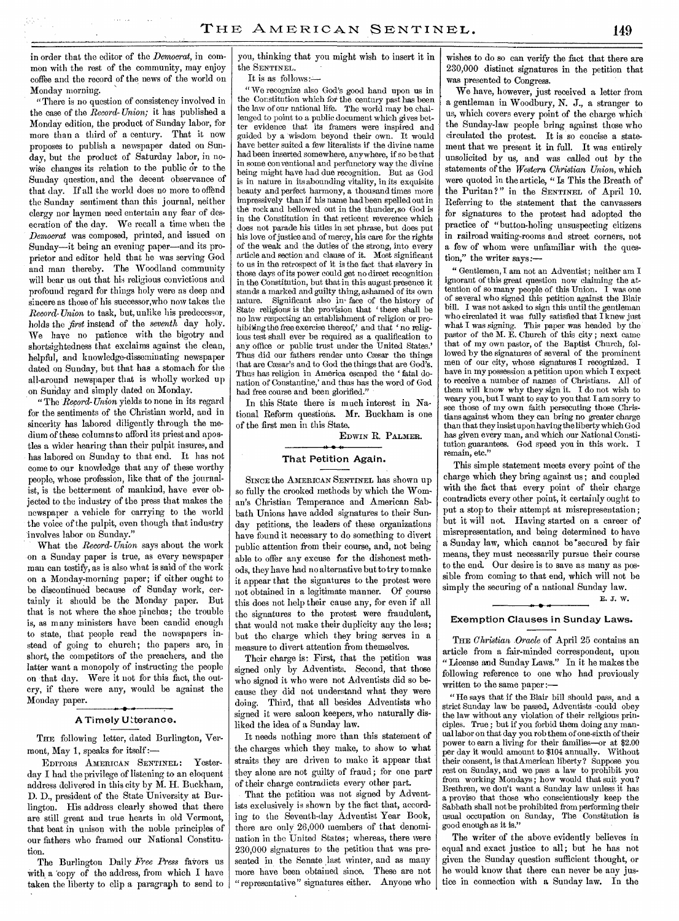in order that the editor of the *Democrat*, in common with the rest of the community, may enjoy coffee and the record of the news of the world on Monday morning.

"There is no question of consistency involved in the case of the *Record-Union;* it has published a Monday edition, the product of Sunday labor, for more than a third of a century. That it now proposes to publish a newspaper dated on Sunday, but the product of Saturday labor, in nowise changes its relation to the public or to the Sunday question, and the decent observance of that day. If all the world does no more to offend the Sunday sentiment than this journal, neither clergy nor laymen need entertain any fear of desecration of the day. We recall a time when the *Democrat* was composed, printed, and issued on Sunday—it being an evening paper—and its proprietor and editor held that he was serving God and man thereby. The Woodland community will bear us out that his religious convictions and profound regard for things holy were as deep and sincere as those of his successor, who now takes the *Record-Union* to task, but, unlike his predecessor, holds the *first* instead of the *seventh* day holy. We have no patience with the bigotry and shortsightedness that exclaims against the clean, helpful, and knowledge-disseminating newspaper dated on Sunday, but that has a stomach for the all-around newspaper that is wholly worked up on Sunday and simply dated on Monday.

"The *Record-Union* yields to none in its regard for the sentiments of the Christian world, and in sincerity has labored diligently through the medium of these columns to afford its priest and apostles a wider hearing than their pulpit insures, and has labored on Sunday to that end. It has not come to our knowledge that any of these worthy people, whose profession, like that of the journalist, is the betterment of mankind, have ever objected to the industry of the press that makes the newspaper a vehicle for carrying to the world the voice of the pulpit, even though that industry involves labor on Sunday."

What the *Record-Union* says about the work on a Sunday paper is true, as every newspaper man can testify, as is also what is said of the work on a Monday-morning paper; if either ought to be discontinued because of Sunday work, certainly it should be the Monday paper. But that is not where the shoe pinches; the trouble is, as many ministers have been candid enough to state, that people read the newspapers instead of going to church; the papers are, in short, the competitors of the preachers, and the latter want a monopoly of instructing the people on that day. Were it not for this fact, the outcry, if there were any, would be against the Monday paper.

## A Timely Utterance.

THE following letter, dated Burlington, Vermont, May 1, speaks for itself:—

EDITORS AMERICAN SENTINEL: Yesterday I had the privilege of listening to an eloquent address delivered in this city by M. H. Buckham, D. D., president of the State University at Burlington. His address clearly showed that there are still great and true hearts in old Vermont, that beat in unison with the noble principles of our fathers who framed our National Constitution.

The Burlington Daily *Free Press* favors us with a copy of the address, from which I have taken the liberty to clip a paragraph to send to you, thinking that you might wish to insert it in the SENTINEL.

It is as follows:—

"We recognize also God's good hand upon us in the Constitution which for the century past has been the law of our national life. The world may be challenged to point to a public document which gives better evidence that its framers were inspired and guided by a wisdom beyond their own. It would have better suited a few literalists if the divine name had been inserted somewhere, anywhere, if so be that in some conventional and perfunctory way the divine being might have had due recognition. But as God is in nature in its abounding vitality, in its exquisite beauty and perfect harmony, a thousand times more impressively than if his name had been spelled out in the rock and bellowed out in the thunder, so God is in the Constitution in that reticent reverence which does not parade his titles in set phrase, but does put his love of justice and of mercy, his care for the rights of the weak and the duties of the strong, into every article and section and clause of it. Most significant to us in the retrospect of it is the fact that slavery in those days of its power could get no direct recognition in the Constitution, but that in this august presence it stands a marked and guilty thing, ashamed of its own nature. Significant also in face of the history of State religions is the provision that 'there shall be no law respecting an establishment of religion or prohibiting the free exercise thereof;' and that 'no religious test shall ever be required as a qualification to any office or public trust under the United States.' Thus did our fathers render unto Cæsar the things that are Cæsar's and to God the things that are God's. Thus has religion in America escaped the 'fatal donation of Constantine,' and thus has the word of God had free course and been glorified."

In this State there is much interest in National Reform questions. Mr. Buckham is one of the first men in this State.

EDWIN R. PALMER.

## That Petition Again.

SINCE the AMERICAN SENTINEL has shown up so fully the crooked methods by which the Woman's Christian Temperance and American Sabbath Unions have added signatures to their Sunday petitions, the leaders of these organizations have found it necessary to do something to divert public attention from their course, and, not being able to offer any excuse for the dishonest methods, they have had no alternative but to try to make it appear that the signatures to the protest were not obtained in a legitimate manner. Of course this does not help their cause any, for even if all the signatures to the protest were fraudulent, that would not make their duplicity any the less; but the charge which they bring serves in a measure to divert attention from themselves.

Their charge is: First, that the petition was signed only by Adventists. Second, that those who signed it who were not Adventists did so because they did not understand what they were doing. Third, that all besides Adventists who signed it were saloon keepers, who naturally disliked the idea of a Sunday law.

It needs nothing more than this statement of the charges which they make, to show to what straits they are driven to make it appear that they alone are not guilty of fraud; for one part of their charge contradicts every other part.

That the petition was not signed by Adventists exclusively is shown by the fact that, according to the Seventh-day Adventist Year Book, there are only 26,000 members of that denomination in the United States; whereas, there were 230,000 signatures to the petition that was presented in the Senate last winter, and as many more have been obtained since. These are not "representative" signatures either. Anyone who wishes to do so can verify the fact that there are 230,000 distinct signatures in the petition that was presented to Congress.

We have, however, just received a letter from a gentleman in Woodbury, N. J., a stranger to us, which covers every point of the charge which the Sunday-law people bring against those who circulated the protest. It is so concise a statement that we present it in full. It was entirely unsolicited by us, and was called out by the statements of the *Western Christian Union*, which were quoted in the article, "Is This the Breath of the Puritan?" in the SENTINEL of April 10. Referring to the statement that the canvassers for signatures to the protest had adopted the practice of "button-holing unsuspecting citizens in railroad waiting-rooms and street corners, not a few of whom were unfamiliar with the question," the writer says:—

"Gentlemen, I am not an Adventist; neither am I ignorant of this great question now claiming the attention of so many people of this Union. I was one of several who signed this petition against the Blair bill. I was not asked to sign this until the gentleman who circulated it was fully satisfied that I knew just what I was signing. This paper was headed by the pastor of the M. E. Church of this city; next came that of my own pastor, of the Baptist Church, followed by the signatures of several of the prominent men of our city, whose signatures I recognized. I have in my possession a petition upon which I expect to receive a number of names of Christians. All of them will know why they sign it. I do not wish to weary you, but I want to say to you that I am sorry to see those of my own faith persecuting those Christians against whom they can bring no greater charge than that they insist upon having the liberty which God has given every man, and which our National Constitution guarantees. God speed you in this work. I remain, etc."

This simple statement meets every point of the charge which they bring against us; and coupled with the fact that every point of their charge contradicts every other point, it certainly ought to put a stop to their attempt at misrepresentation; but it will not. Having started on a career of misrepresentation, and being determined to have a Sunday law, which cannot be secured by fair means, they must necessarily pursue their course to the end. Our desire is to save as many as possible from coming to that end, which will not be simply the securing of a national Sunday law.

E. J. W.

## Exemption Clauses in Sunday Laws.

THE *Christian Oracle* of April 25 contains an article from a fair-minded correspondent, upon "License and Sunday Laws." In it he makes the following reference to one who had previously written to the same paper:—

"He says that if the Blair bill should pass, and a strict Sunday law be passed, Adventists could obey the law without any violation of their religious principles. True; but if you forbid them doing any manual labor on that day you rob them of one-sixth of their power to earn a living for their families—or at $2.00 per day it would amount to $104 annually. Without their consent, is that American liberty? Suppose you rest on Sunday, and we pass a law to prohibit you from working Mondays; how would that suit you? Brethren, we don't want a Sunday law unless it has a proviso that those who conscientiously keep the Sabbath shall not be prohibited from performing their usual occupation on Sunday. The Constitution is good enough as it is."

The writer of the above evidently believes in equal and exact justice to all; but he has not given the Sunday question sufficient thought, or he would know that there can never be any justice in connection with a Sunday law. In the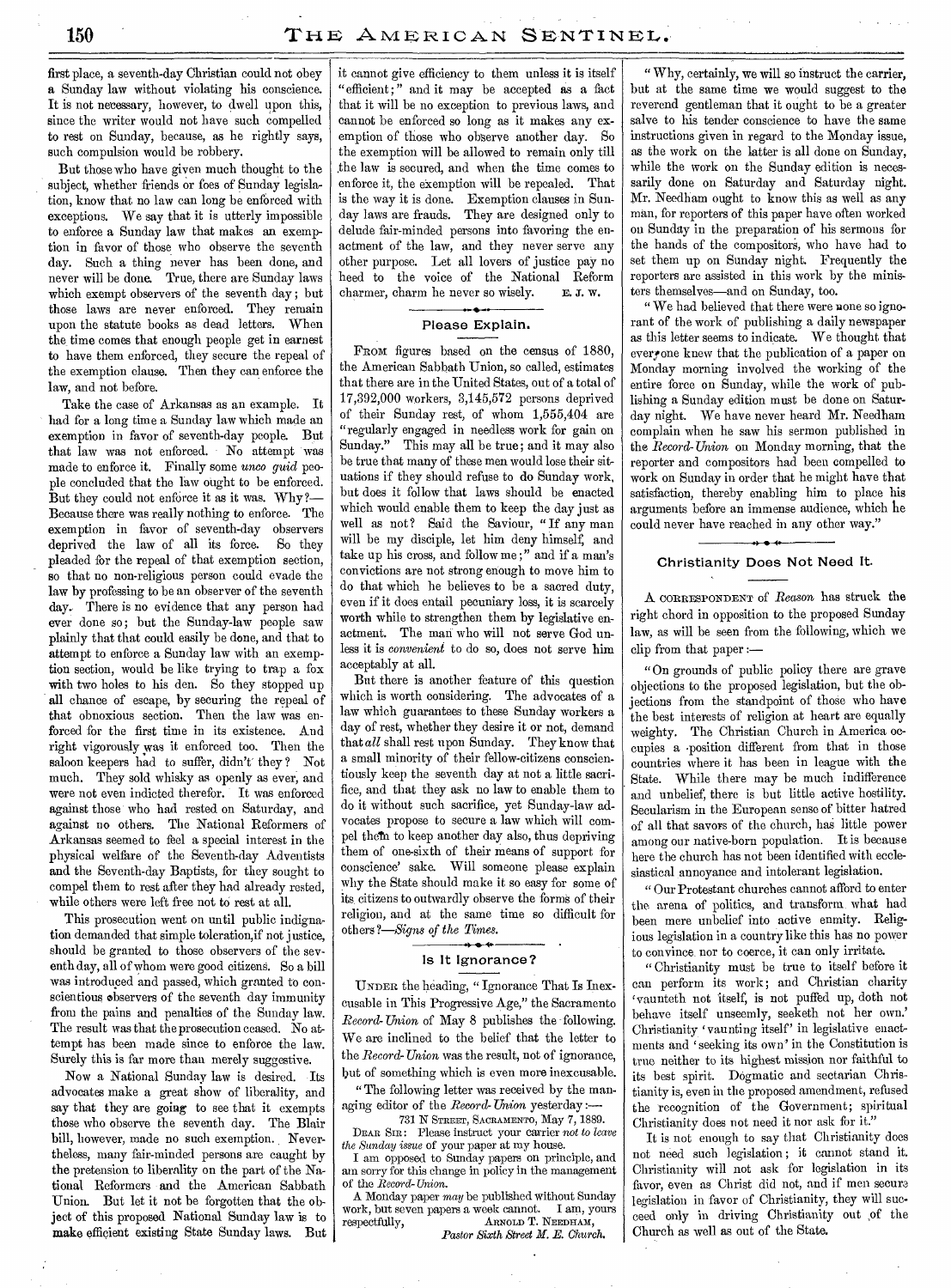first place, a seventh-day Christian could not obey a Sunday law without violating his conscience. It is not necessary, however, to dwell upon this, since the writer would not have such compelled to rest on Sunday, because, as he rightly says, such compulsion would be robbery.

But those who have given much thought to the subject, whether friends or foes of Sunday legislation, know that no law can long be enforced with exceptions. We say that it is utterly impossible to enforce a Sunday law that makes an exemption in favor of those who observe the seventh day. Such a thing never has been done, and never will be done. True, there are Sunday laws which exempt observers of the seventh day; but those laws are never enforced. They remain upon the statute books as dead letters. When the time comes that enough people get in earnest to have them enforced, they secure the repeal of the exemption clause. Then they can enforce the law, and not before.

Take the case of Arkansas as an example. It had for a long time a Sunday law which made an exemption in favor of seventh-day people. But that law was not enforced. No attempt was made to enforce it. Finally some *unco guid* people concluded that the law ought to be enforced. But they could not enforce it as it was. Why?—Because there was really nothing to enforce. The exemption in favor of seventh-day observers deprived the law of all its force. So they pleaded for the repeal of that exemption section, so that no non-religious person could evade the law by professing to be an observer of the seventh day. There is no evidence that any person had ever done so; but the Sunday-law people saw plainly that that could easily be done, and that to attempt to enforce a Sunday law with an exemption section, would be like trying to trap a fox with two holes to his den. So they stopped up all chance of escape, by securing the repeal of that obnoxious section. Then the law was enforced for the first time in its existence. And right vigorously was it enforced too. Then the saloon keepers had to suffer, didn't they? Not much. They sold whisky as openly as ever, and were not even indicted therefor. It was enforced against those who had rested on Saturday, and against no others. The National Reformers of Arkansas seemed to feel a special interest in the physical welfare of the Seventh-day Adventists and the Seventh-day Baptists, for they sought to compel them to rest after they had already rested, while others were left free not to rest at all.

This prosecution went on until public indignation demanded that simple toleration, if not justice, should be granted to those observers of the seventh day, all of whom were good citizens. So a bill was introduced and passed, which granted to conscientious observers of the seventh day immunity from the pains and penalties of the Sunday law. The result was that the prosecution ceased. No attempt has been made since to enforce the law. Surely this is far more than merely suggestive.

Now a National Sunday law is desired. Its advocates make a great show of liberality, and say that they are going to see that it exempts those who observe the seventh day. The Blair bill, however, made no such exemption. Nevertheless, many fair-minded persons are caught by the pretension to liberality on the part of the National Reformers and the American Sabbath Union. But let it not be forgotten that the object of this proposed National Sunday law is to make efficient existing State Sunday laws. But it cannot give efficiency to them unless it is itself "efficient;" and it may be accepted as a fact that it will be no exception to previous laws, and cannot be enforced so long as it makes any exemption of those who observe another day. So the exemption will be allowed to remain only till the law is secured, and when the time comes to enforce it, the exemption will be repealed. That is the way it is done. Exemption clauses in Sunday laws are frauds. They are designed only to delude fair-minded persons into favoring the enactment of the law, and they never serve any other purpose. Let all lovers of justice pay no heed to the voice of the National Reform charmer, charm he never so wisely. E. J. W.

## Please Explain.

From figures based on the census of 1880, the American Sabbath Union, so called, estimates that there are in the United States, out of a total of 17,392,000 workers, 3,145,572 persons deprived of their Sunday rest, of whom 1,555,404 are "regularly engaged in needless work for gain on Sunday." This may all be true; and it may also be true that many of these men would lose their situations if they should refuse to do Sunday work, but does it follow that laws should be enacted which would enable them to keep the day just as well as not? Said the Saviour, "If any man will be my disciple, let him deny himself, and take up his cross, and follow me;" and if a man's convictions are not strong enough to move him to do that which he believes to be a sacred duty, even if it does entail pecuniary loss, it is scarcely worth while to strengthen them by legislative enactment. The man who will not serve God unless it is *convenient* to do so, does not serve him acceptably at all.

But there is another feature of this question which is worth considering. The advocates of a law which guarantees to these Sunday workers a day of rest, whether they desire it or not, demand that *all* shall rest upon Sunday. They know that a small minority of their fellow-citizens conscientiously keep the seventh day at not a little sacrifice, and that they ask no law to enable them to do it without such sacrifice, yet Sunday-law advocates propose to secure a law which will compel them to keep another day also, thus depriving them of one-sixth of their means of support for conscience' sake. Will someone please explain why the State should make it so easy for some of its citizens to outwardly observe the forms of their religion, and at the same time so difficult for others?—*Signs of the Times.*

## Is It Ignorance?

Under the heading, "Ignorance That Is Inexcusable in This Progressive Age," the Sacramento *Record-Union* of May 8 publishes the following. We are inclined to the belief that the letter to the *Record-Union* was the result, not of ignorance, but of something which is even more inexcusable.

"The following letter was received by the managing editor of the *Record-Union* yesterday:—

731 N Street, Sacramento, May 7, 1889.

Dear Sir: Please instruct your carrier *not to leave the Sunday issue* of your paper at my house.

I am opposed to Sunday papers on principle, and am sorry for this change in policy in the management of the *Record-Union.*

A Monday paper *may* be published without Sunday work, but seven papers a week cannot. I am, yours respectfully,

Arnold T. Needham,
*Pastor Sixth Street M. E. Church.*

"Why, certainly, we will so instruct the carrier, but at the same time we would suggest to the reverend gentleman that it ought to be a greater salve to his tender conscience to have the same instructions given in regard to the Monday issue, as the work on the latter is all done on Sunday, while the work on the Sunday edition is necessarily done on Saturday and Saturday night. Mr. Needham ought to know this as well as any man, for reporters of this paper have often worked on Sunday in the preparation of his sermons for the hands of the compositors, who have had to set them up on Sunday night. Frequently the reporters are assisted in this work by the ministers themselves—and on Sunday, too.

"We had believed that there were none so ignorant of the work of publishing a daily newspaper as this letter seems to indicate. We thought that everyone knew that the publication of a paper on Monday morning involved the working of the entire force on Sunday, while the work of publishing a Sunday edition must be done on Saturday night. We have never heard Mr. Needham complain when he saw his sermon published in the *Record-Union* on Monday morning, that the reporter and compositors had been compelled to work on Sunday in order that he might have that satisfaction, thereby enabling him to place his arguments before an immense audience, which he could never have reached in any other way."

## Christianity Does Not Need It.

A correspondent of *Reason* has struck the right chord in opposition to the proposed Sunday law, as will be seen from the following, which we clip from that paper:—

"On grounds of public policy there are grave objections to the proposed legislation, but the objections from the standpoint of those who have the best interests of religion at heart are equally weighty. The Christian Church in America occupies a position different from that in those countries where it has been in league with the State. While there may be much indifference and unbelief, there is but little active hostility. Secularism in the European sense of bitter hatred of all that savors of the church, has little power among our native-born population. It is because here the church has not been identified with ecclesiastical annoyance and intolerant legislation.

"Our Protestant churches cannot afford to enter the arena of politics, and transform what had been mere unbelief into active enmity. Religious legislation in a country like this has no power to convince nor to coerce, it can only irritate.

"Christianity must be true to itself before it can perform its work; and Christian charity 'vaunteth not itself, is not puffed up, doth not behave itself unseemly, seeketh not her own.' Christianity 'vaunting itself' in legislative enactments and 'seeking its own' in the Constitution is true neither to its highest mission nor faithful to its best spirit. Dogmatic and sectarian Christianity is, even in the proposed amendment, refused the recognition of the Government; spiritual Christianity does not need it nor ask for it."

It is not enough to say that Christianity does not need such legislation; it cannot stand it. Christianity will not ask for legislation in its favor, even as Christ did not, and if men secure legislation in favor of Christianity, they will succeed only in driving Christianity out of the Church as well as out of the State.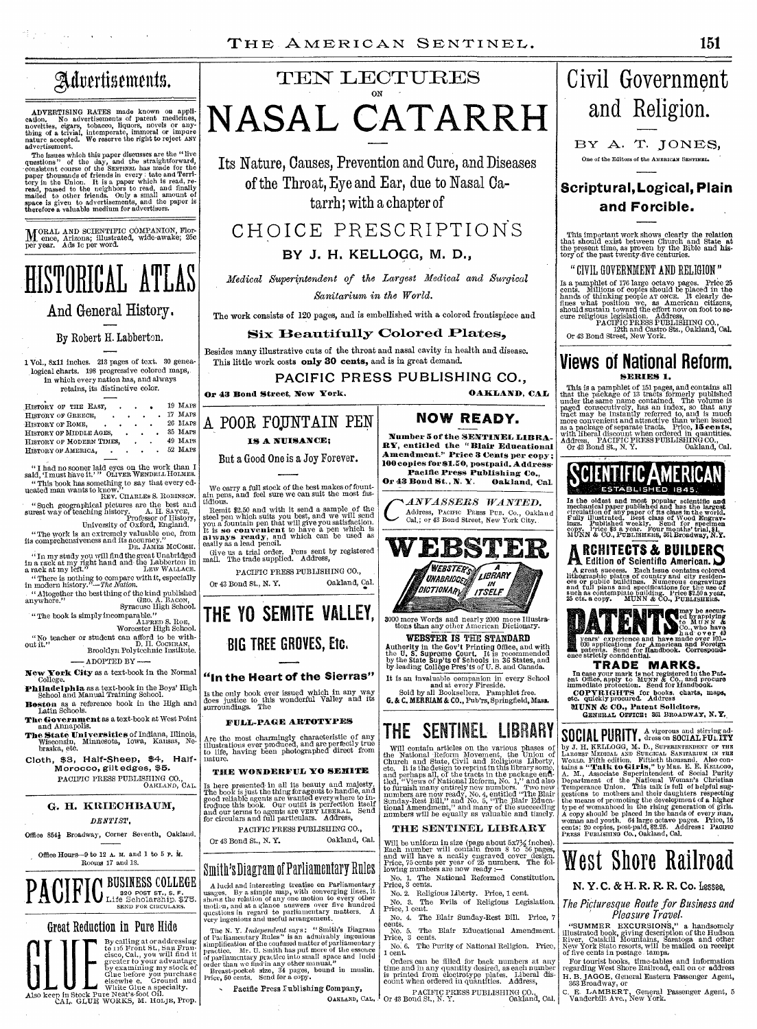# Advertisements.

ADVERTISING RATES made known on application. No advertisements of patent medicines, novelties, cigars, tobacco, liquors, novels or anything of a trivial, intemperate, immoral or impure nature accepted. We reserve the right to reject ANY advertisement.

The issues which this paper discusses are the "live questions" of the day, and the straightforward, consistent course of the SENTINEL has made for the paper thousands of friends in every state and Territory in the Union. It is a paper which is read, re-read, passed to the neighbors to read, and finally mailed to other friends. Only a small amount of space is given to advertisements, and the paper is therefore a valuable medium for advertisers.

MORAL AND SCIENTIFIC COMPANION, Florence, Arizona; illustrated, wide-awake; 25c per year. Ads 1c per word.

# HISTORICAL ATLAS

## And General History.

By Robert H. Labberton.

1 Vol., 8x11 inches. 213 pages of text. 30 genealogical charts. 198 progressive colored maps, in which every nation has, and always retains, its distinctive color.

| | |
|---|---|
| HISTORY OF THE EAST, | 19 MAPS |
| HISTORY OF GREECE, | 17 MAPS |
| HISTORY OF ROME, | 26 MAPS |
| HISTORY OF MIDDLE AGES, | 35 MAPS |
| HISTORY OF MODERN TIMES, | 49 MAPS |
| HISTORY OF AMERICA, | 52 MAPS |

"I had no sooner laid eyes on the work than I said, 'I must have it.'" OLIVER WENDELL HOLMES.

"This book has something to say that every educated man wants to know." REV. CHARLES S. ROBINSON.

"Such geographical pictures are the best and surest way of teaching history. A. H. SAYCE, Professor of History, University of Oxford, England.

"The work is an extremely valuable one, from its comprehensiveness and its accuracy." DR. JAMES MCCOSH.

"In my study you will find the great Unabridged in a rack at my right hand and the Labberton in a rack at my left." LEW WALLACE.

"There is nothing to compare with it, especially in modern history."—*The Nation.*

"Altogether the best thing of the kind published anywhere." GEO. A. BACON, Syracuse High School.

"The book is simply incomparable." ALFRED S. ROE, Worcester High School.

"No teacher or student can afford to be without it." D. H. COCHRAN, Brooklyn Polytechnic Institute.

—ADOPTED BY—

**New York City** as a text-book in the Normal College.

**Philadelphia** as a text-book in the Boys' High School and Manual Training School.

**Boston** as a reference book in the High and Latin Schools.

**The Government** as a text-book at West Point and Annapolis.

**The State Universities** of Indiana, Illinois, Wisconsin, Minnesota, Iowa, Kansas, Nebraska, etc.

**Cloth, $3, Half-Sheep, $4, Half-Morocco, gilt edges, $5.**

PACIFIC PRESS PUBLISHING CO., OAKLAND, CAL.

## G. H. KRIECHBAUM,

*DENTIST,*

Office 854½ Broadway, Corner Seventh, Oakland.

Office Hours—9 to 12 A. M. and 1 to 5 P. M. Rooms 17 and 18.

**PACIFIC BUSINESS COLLEGE** 320 POST ST., S. F. Life Scholarship, $75. SEND FOR CIRCULARS.

## Great Reduction in Pure Hide

# GLUE

By calling at or addressing to 116 Front St., San Francisco, Cal., you will find it greater to your advantage by examining my stock of Glue before you purchase elsewhere. Ground and White Glue a specialty.

Also keep in Stock Pure Neat's-foot Oil.

CAL. GLUE WORKS, M. HOLJE, Prop.

# TEN LECTURES ON NASAL CATARRH

## Its Nature, Causes, Prevention and Cure, and Diseases of the Throat, Eye and Ear, due to Nasal Catarrh; with a chapter of

# CHOICE PRESCRIPTIONS

## BY J. H. KELLOGG, M. D.,

*Medical Superintendent of the Largest Medical and Surgical Sanitarium in the World.*

The work consists of 120 pages, and is embellished with a colored frontispiece and

**Six Beautifully Colored Plates,**

Besides many illustrative cuts of the throat and nasal cavity in health and disease. This little work costs **only 30 cents,** and is in great demand.

PACIFIC PRESS PUBLISHING CO.,

**Or 43 Bond Street, New York. OAKLAND, CAL**

# A POOR FOUNTAIN PEN

**IS A NUISANCE;**

But a Good One is a Joy Forever.

We carry a full stock of the best makes of fountain pens, and feel sure we can suit the most fastidious.

Remit $2.50 and with it send a sample of the steel pen which suits you best, and we will send you a fountain pen that will give you satisfaction. It is **so convenient** to have a pen which is **always ready,** and which can be used as easily as a lead pencil.

Give us a trial order. Pens sent by registered mail. The trade supplied. Address,

PACIFIC PRESS PUBLISHING CO.,

Or 43 Bond St., N. Y. Oakland, Cal.

# THE YO SEMITE VALLEY, BIG TREE GROVES, Etc.

## "In the Heart of the Sierras"

Is the only book ever issued which in any way does justice to this wonderful Valley and its surroundings. The

**FULL-PAGE ARTOTYPES**

Are the most charmingly characteristic of any illustrations ever produced, and are perfectly true to life, having been photographed direct from nature.

**THE WONDERFUL YO SEMITE**

Is here presented in all its beauty and majesty. The book is just the thing for agents to handle, and good reliable agents are wanted everywhere to introduce this book. Our outfit is perfection itself and our terms to agents are VERY LIBERAL. Send for circulars and full particulars. Address,

PACIFIC PRESS PUBLISHING CO.,

Or 43 Bond St., N. Y. Oakland, Cal.

# Smith's Diagram of Parliamentary Rules

A lucid and interesting treatise on Parliamentary usages. By a simple map, with converging lines, it shows the relation of any one motion to every other motion, and at a glance answers over five hundred questions in regard to parliamentary matters. A very ingenious and useful arrangement.

The N. Y. *Independent* says: "Smith's Diagram of Parliamentary Rules" is an admirably ingenious simplification of the confused matter of parliamentary practice. Mr. U. Smith has put more of the essence of parliamentary practice into small space and lucid order than we find in any other manual."

Breast-pocket size, 34 pages, bound in muslin. Price, 50 cents. Send for a copy.

Pacific Press Publishing Company, OAKLAND, CAL.

## NOW READY.

**Number 5 of the SENTINEL LIBRARY, entitled the "Blair Educational Amendment." Price 3 Cents per copy; 100 copies for $1.50, postpaid. Address Pacific Press Publishing Co., Or 43 Bond St., N. Y. Oakland, Cal.**

CANVASSERS WANTED. Address, PACIFIC PRESS PUB. CO., Oakland Cal.; or 43 Bond Street, New York City.

# WEBSTER

WEBSTER'S UNABRIDGED DICTIONARY — A LIBRARY IN ITSELF

3000 more Words and nearly 2000 more Illustrations than any other American Dictionary.

**WEBSTER IS THE STANDARD**

Authority in the Gov't Printing Office, and with the U. S. Supreme Court. It is recommended by the State Sup'ts of Schools in 36 States, and by leading College Pres'ts of U. S. and Canada.

It is an invaluable companion in every School and at every Fireside.

Sold by all Booksellers. Pamphlet free.

**G. & C. MERRIAM & CO., Pub'rs, Springfield, Mass.**

# THE SENTINEL LIBRARY

Will contain articles on the various phases of the National Reform Movement, the Union of Church and State, Civil and Religious Liberty, etc. It is the design to reprint in this library some, and perhaps all, of the tracts in the package entitled, "Views of National Reform, No. 1," and also to furnish many entirely new numbers. Two new numbers are now ready, No. 4, entitled "The Blair Sunday-Rest Bill," and No. 5, "The Blair Educational Amendment," and many of the succeeding numbers will be equally as valuable and timely.

## THE SENTINEL LIBRARY

Will be uniform in size (page about 5x7½ inches). Each number will contain from 8 to 56 pages, and will have a neatly engraved cover design. Price, 75 cents per year of 25 numbers. The following numbers are now ready:—

No. 1. The National Reformed Constitution. Price, 3 cents.

No. 2. Religious Liberty. Price, 1 cent.

No. 3. The Evils of Religious Legislation. Price, 1 cent.

No. 4. The Blair Sunday-Rest Bill. Price, 7 cents.

No. 5. The Blair Educational Amendment. Price, 3 cents.

No. 6. The Purity of National Religion. Price, 1 cent.

Orders can be filled for back numbers at any time and in any quantity desired, as each number is printed from electrotype plates. Liberal discount when ordered in quantities. Address,

PACIFIC PRESS PUBLISHING CO.,

Or 43 Bond St., N. Y. Oakland, Cal.

# Civil Government and Religion.

## BY A. T. JONES,

One of the Editors of the AMERICAN SENTINEL.

### Scriptural, Logical, Plain and Forcible.

This important work shows clearly the relation that should exist between Church and State at the present time, as proven by the Bible and history of the past twenty-five centuries.

"CIVIL GOVERNMENT AND RELIGION"

Is a pamphlet of 176 large octavo pages. Price 25 cents. Millions of copies should be placed in the hands of thinking people AT ONCE. It clearly defines what position we, as American citizens, should sustain toward the effort now on foot to secure religious legislation. Address,

PACIFIC PRESS PUBLISHING CO., 12th and Castro Sts., Oakland, Cal.

Or 43 Bond Street, New York.

# Views of National Reform.

**SERIES 1.**

This is a pamphlet of 151 pages, and contains all that the package of 13 tracts formerly published under the same name contained. The volume is paged consecutively, has an index, so that any tract may be instantly referred to, and is much more convenient and attractive than when issued as a package of separate tracts. Price, **15 cents,** with liberal discount when ordered in quantities.

Address, PACIFIC PRESS PUBLISHING CO.,

Or 43 Bond St., N. Y. Oakland, Cal.

# SCIENTIFIC AMERICAN

ESTABLISHED 1845.

Is the oldest and most popular scientific and mechanical paper published and has the largest circulation of any paper of its class in the world. Fully illustrated. Best class of Wood Engravings. Published weekly. Send for specimen copy. Price $3 a year. Four months' trial, $1. MUNN & CO., PUBLISHERS, 361 Broadway, N.Y.

# ARCHITECTS & BUILDERS

Edition of Scientific American.

A great success. Each issue contains colored lithographic plates of country and city residences or public buildings. Numerous engravings and full plans and specifications for the use of such as contemplate building. Price $2.50 a year, 25 cts. a copy. MUNN & CO., PUBLISHERS.

# PATENTS

may be secured by applying to MUNN & Co., who have had over 40 years' experience and have made over 100,000 applications for American and Foreign patents. Send for Handbook. Correspondence strictly confidential.

**TRADE MARKS.**

In case your mark is not registered in the Patent Office, apply to MUNN & Co., and procure immediate protection. Send for Handbook.

**COPYRIGHTS** for books, charts, maps, etc. quickly procured. Address

**MUNN & CO., Patent Solicitors,**

GENERAL OFFICE: 361 BROADWAY, N. Y.

# SOCIAL PURITY.

A vigorous and stirring address on SOCIAL PURITY by J. H. KELLOGG, M. D., SUPERINTENDENT OF THE LARGEST MEDICAL AND SURGICAL SANITARIUM IN THE WORLD. Fifth edition. Fiftieth thousand. Also contains a "**Talk to Girls,**" by MRS. E. E. KELLOGG, A. M., Associate Superintendent of Social Purity Department of the National Woman's Christian Temperance Union. This talk is full of helpful suggestions to mothers and their daughters respecting the means of promoting the development of a higher type of womanhood in the rising generation of girls. A copy should be placed in the hands of every man, woman and youth. 64 large octavo pages. Price, 15 cents; 20 copies, post-paid, $2.25. Address: PACIFIC PRESS PUBLISHING CO., Oakland, Cal.

# West Shore Railroad

## N. Y. C. & H. R. R. R. Co. Lessee.

*The Picturesque Route for Business and Pleasure Travel.*

"SUMMER EXCURSIONS," a handsomely illustrated book, giving description of the Hudson River, Catskill Mountains, Saratoga and other New York State resorts, will be mailed on receipt of five cents in postage stamps.

For tourist books, time-tables and information regarding West Shore Railroad, call on or address

H. B. JAGOE, General Eastern Passenger Agent, 363 Broadway, or

C. E. LAMBERT, General Passenger Agent, 5 Vanderbilt Ave., New York.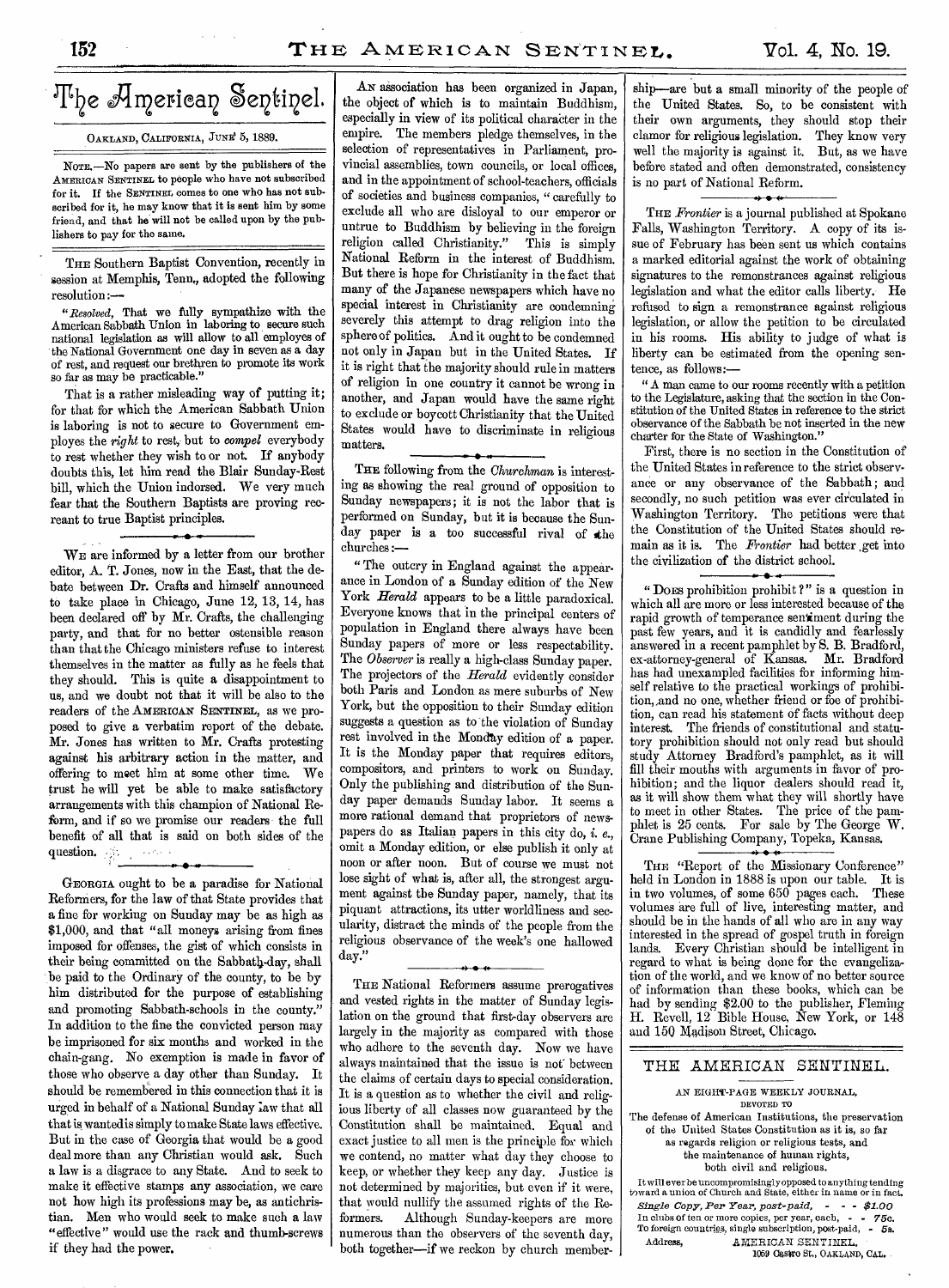# The American Sentinel.

OAKLAND, CALIFORNIA, JUNE 5, 1889.

NOTE.—No papers are sent by the publishers of the AMERICAN SENTINEL to people who have not subscribed for it. If the SENTINEL comes to one who has not subscribed for it, he may know that it is sent him by some friend, and that he will not be called upon by the publishers to pay for the same.

---

THE Southern Baptist Convention, recently in session at Memphis, Tenn., adopted the following resolution:—

"*Resolved*, That we fully sympathize with the American Sabbath Union in laboring to secure such national legislation as will allow to all employes of the National Government one day in seven as a day of rest, and request our brethren to promote its work so far as may be practicable."

That is a rather misleading way of putting it; for that for which the American Sabbath Union is laboring is not to secure to Government employes the *right* to rest, but to *compel* everybody to rest whether they wish to or not. If anybody doubts this, let him read the Blair Sunday-Rest bill, which the Union indorsed. We very much fear that the Southern Baptists are proving recreant to true Baptist principles.

---

WE are informed by a letter from our brother editor, A. T. Jones, now in the East, that the debate between Dr. Crafts and himself announced to take place in Chicago, June 12, 13, 14, has been declared off by Mr. Crafts, the challenging party, and that for no better ostensible reason than that the Chicago ministers refuse to interest themselves in the matter as fully as he feels that they should. This is quite a disappointment to us, and we doubt not that it will be also to the readers of the AMERICAN SENTINEL, as we proposed to give a verbatim report of the debate. Mr. Jones has written to Mr. Crafts protesting against his arbitrary action in the matter, and offering to meet him at some other time. We trust he will yet be able to make satisfactory arrangements with this champion of National Reform, and if so we promise our readers the full benefit of all that is said on both sides of the question.

---

GEORGIA ought to be a paradise for National Reformers, for the law of that State provides that a fine for working on Sunday may be as high as $1,000, and that "all moneys arising from fines imposed for offenses, the gist of which consists in their being committed on the Sabbath-day, shall be paid to the Ordinary of the county, to be by him distributed for the purpose of establishing and promoting Sabbath-schools in the county." In addition to the fine the convicted person may be imprisoned for six months and worked in the chain-gang. No exemption is made in favor of those who observe a day other than Sunday. It should be remembered in this connection that it is urged in behalf of a National Sunday law that all that is wanted is simply to make State laws effective. But in the case of Georgia that would be a good deal more than any Christian would ask. Such a law is a disgrace to any State. And to seek to make it effective stamps any association, we care not how high its professions may be, as antichristian. Men who would seek to make such a law "effective" would use the rack and thumb-screws if they had the power.

---

AN association has been organized in Japan, the object of which is to maintain Buddhism, especially in view of its political character in the empire. The members pledge themselves, in the selection of representatives in Parliament, provincial assemblies, town councils, or local offices, and in the appointment of school-teachers, officials of societies and business companies, "carefully to exclude all who are disloyal to our emperor or untrue to Buddhism by believing in the foreign religion called Christianity." This is simply National Reform in the interest of Buddhism. But there is hope for Christianity in the fact that many of the Japanese newspapers which have no special interest in Christianity are condemning severely this attempt to drag religion into the sphere of politics. And it ought to be condemned not only in Japan but in the United States. If it is right that the majority should rule in matters of religion in one country it cannot be wrong in another, and Japan would have the same right to exclude or boycott Christianity that the United States would have to discriminate in religious matters.

---

THE following from the *Churchman* is interesting as showing the real ground of opposition to Sunday newspapers; it is not the labor that is performed on Sunday, but it is because the Sunday paper is a too successful rival of the churches:—

"The outcry in England against the appearance in London of a Sunday edition of the New York *Herald* appears to be a little paradoxical. Everyone knows that in the principal centers of population in England there always have been Sunday papers of more or less respectability. The *Observer* is really a high-class Sunday paper. The projectors of the *Herald* evidently consider both Paris and London as mere suburbs of New York, but the opposition to their Sunday edition suggests a question as to the violation of Sunday rest involved in the Monday edition of a paper. It is the Monday paper that requires editors, compositors, and printers to work on Sunday. Only the publishing and distribution of the Sunday paper demands Sunday labor. It seems a more rational demand that proprietors of newspapers do as Italian papers in this city do, *i. e.*, omit a Monday edition, or else publish it only at noon or after noon. But of course we must not lose sight of what is, after all, the strongest argument against the Sunday paper, namely, that its piquant attractions, its utter worldliness and secularity, distract the minds of the people from the religious observance of the week's one hallowed day."

---

THE National Reformers assume prerogatives and vested rights in the matter of Sunday legislation on the ground that first-day observers are largely in the majority as compared with those who adhere to the seventh day. Now we have always maintained that the issue is not between the claims of certain days to special consideration. It is a question as to whether the civil and religious liberty of all classes now guaranteed by the Constitution shall be maintained. Equal and exact justice to all men is the principle for which we contend, no matter what day they choose to keep, or whether they keep any day. Justice is not determined by majorities, but even if it were, that would nullify the assumed rights of the Reformers. Although Sunday-keepers are more numerous than the observers of the seventh day, both together—if we reckon by church membership—are but a small minority of the people of the United States. So, to be consistent with their own arguments, they should stop their clamor for religious legislation. They know very well the majority is against it. But, as we have before stated and often demonstrated, consistency is no part of National Reform.

---

THE *Frontier* is a journal published at Spokane Falls, Washington Territory. A copy of its issue of February has been sent us which contains a marked editorial against the work of obtaining signatures to the remonstrances against religious legislation and what the editor calls liberty. He refused to sign a remonstrance against religious legislation, or allow the petition to be circulated in his rooms. His ability to judge of what is liberty can be estimated from the opening sentence, as follows:—

"A man came to our rooms recently with a petition to the Legislature, asking that the section in the Constitution of the United States in reference to the strict observance of the Sabbath be not inserted in the new charter for the State of Washington."

First, there is no section in the Constitution of the United States in reference to the strict observance or any observance of the Sabbath; and secondly, no such petition was ever circulated in Washington Territory. The petitions were that the Constitution of the United States should remain as it is. The *Frontier* had better get into the civilization of the district school.

---

"DOES prohibition prohibit?" is a question in which all are more or less interested because of the rapid growth of temperance sentiment during the past few years, and it is candidly and fearlessly answered in a recent pamphlet by S. B. Bradford, ex-attorney-general of Kansas. Mr. Bradford has had unexampled facilities for informing himself relative to the practical workings of prohibition, and no one, whether friend or foe of prohibition, can read his statement of facts without deep interest. The friends of constitutional and statutory prohibition should not only read but should study Attorney Bradford's pamphlet, as it will fill their mouths with arguments in favor of prohibition; and the liquor dealers should read it, as it will show them what they will shortly have to meet in other States. The price of the pamphlet is 25 cents. For sale by The George W. Crane Publishing Company, Topeka, Kansas.

---

THE "Report of the Missionary Conference" held in London in 1888 is upon our table. It is in two volumes, of some 650 pages each. These volumes are full of live, interesting matter, and should be in the hands of all who are in any way interested in the spread of gospel truth in foreign lands. Every Christian should be intelligent in regard to what is being done for the evangelization of the world, and we know of no better source of information than these books, which can be had by sending $2.00 to the publisher, Fleming H. Revell, 12 Bible House, New York, or 148 and 150 Madison Street, Chicago.

---

## THE AMERICAN SENTINEL.

AN EIGHT-PAGE WEEKLY JOURNAL,
DEVOTED TO
The defense of American Institutions, the preservation of the United States Constitution as it is, so far as regards religion or religious tests, and the maintenance of human rights, both civil and religious.

It will ever be uncompromisingly opposed to anything tending toward a union of Church and State, either in name or in fact.

*Single Copy, Per Year, post-paid,* - - - *$1.00*
In clubs of ten or more copies, per year, each, - - 75c.
To foreign countries, single subscription, post-paid, - 5s.

Address, AMERICAN SENTINEL,
1059 Castro St., OAKLAND, CAL.